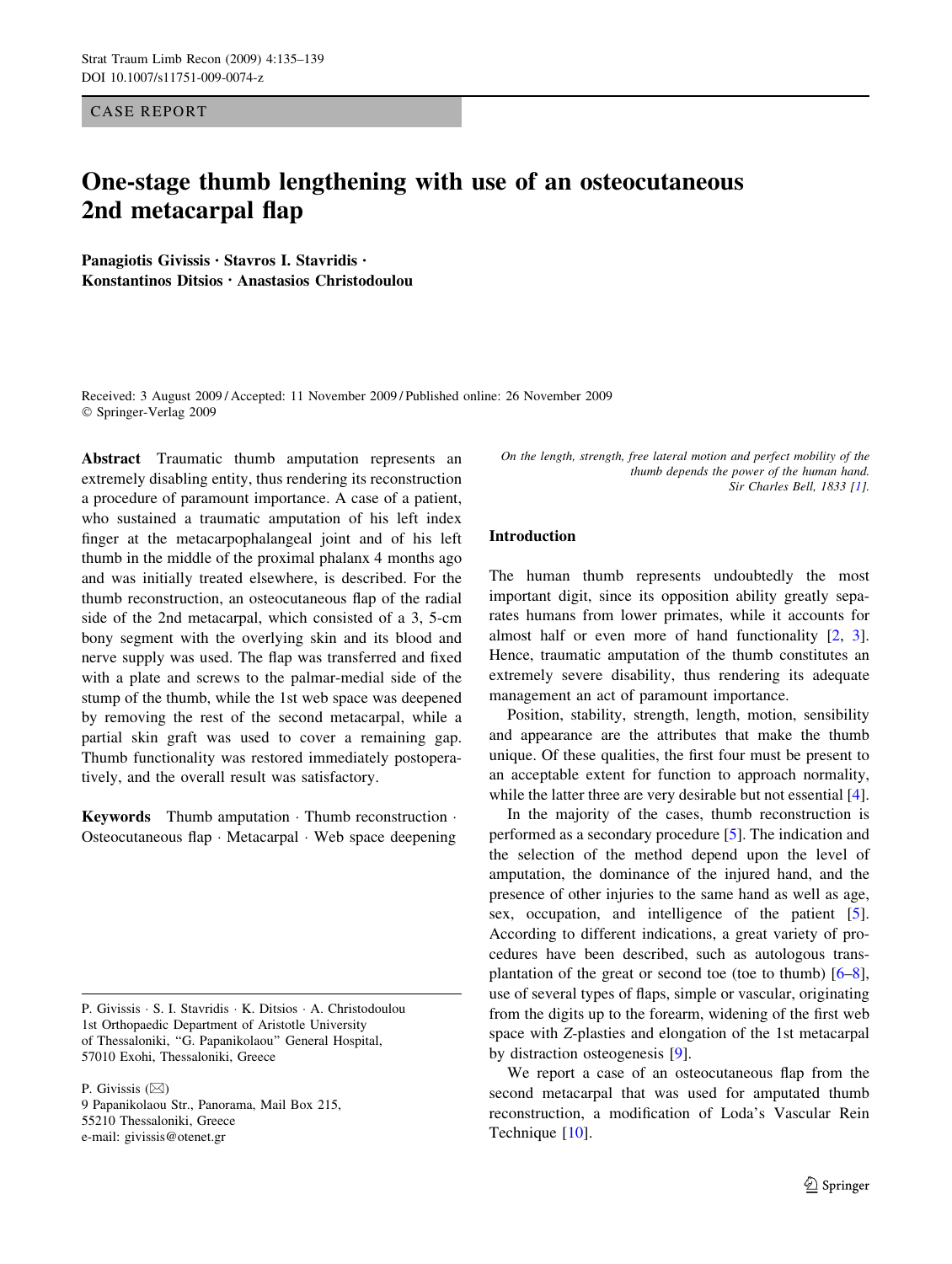CASE REPORT

# One-stage thumb lengthening with use of an osteocutaneous 2nd metacarpal flap

**Panagiotis Givissis · Stavros I. Stavridis · Konstantinos Ditsios · Anastasios Christodoulou**

Received: 3 August 2009 / Accepted: 11 November 2009 / Published online: 26 November 2009
© Springer-Verlag 2009

**Abstract** Traumatic thumb amputation represents an extremely disabling entity, thus rendering its reconstruction a procedure of paramount importance. A case of a patient, who sustained a traumatic amputation of his left index finger at the metacarpophalangeal joint and of his left thumb in the middle of the proximal phalanx 4 months ago and was initially treated elsewhere, is described. For the thumb reconstruction, an osteocutaneous flap of the radial side of the 2nd metacarpal, which consisted of a 3, 5-cm bony segment with the overlying skin and its blood and nerve supply was used. The flap was transferred and fixed with a plate and screws to the palmar-medial side of the stump of the thumb, while the 1st web space was deepened by removing the rest of the second metacarpal, while a partial skin graft was used to cover a remaining gap. Thumb functionality was restored immediately postoperatively, and the overall result was satisfactory.

**Keywords** Thumb amputation · Thumb reconstruction · Osteocutaneous flap · Metacarpal · Web space deepening

P. Givissis · S. I. Stavridis · K. Ditsios · A. Christodoulou
1st Orthopaedic Department of Aristotle University of Thessaloniki, "G. Papanikolaou" General Hospital, 57010 Exohi, Thessaloniki, Greece

P. Givissis (✉)
9 Papanikolaou Str., Panorama, Mail Box 215, 55210 Thessaloniki, Greece
e-mail: givissis@otenet.gr

*On the length, strength, free lateral motion and perfect mobility of the thumb depends the power of the human hand.*
*Sir Charles Bell, 1833 [1].*

## Introduction

The human thumb represents undoubtedly the most important digit, since its opposition ability greatly separates humans from lower primates, while it accounts for almost half or even more of hand functionality [2, 3]. Hence, traumatic amputation of the thumb constitutes an extremely severe disability, thus rendering its adequate management an act of paramount importance.

Position, stability, strength, length, motion, sensibility and appearance are the attributes that make the thumb unique. Of these qualities, the first four must be present to an acceptable extent for function to approach normality, while the latter three are very desirable but not essential [4].

In the majority of the cases, thumb reconstruction is performed as a secondary procedure [5]. The indication and the selection of the method depend upon the level of amputation, the dominance of the injured hand, and the presence of other injuries to the same hand as well as age, sex, occupation, and intelligence of the patient [5]. According to different indications, a great variety of procedures have been described, such as autologous transplantation of the great or second toe (toe to thumb) [6–8], use of several types of flaps, simple or vascular, originating from the digits up to the forearm, widening of the first web space with Z-plasties and elongation of the 1st metacarpal by distraction osteogenesis [9].

We report a case of an osteocutaneous flap from the second metacarpal that was used for amputated thumb reconstruction, a modification of Loda's Vascular Rein Technique [10].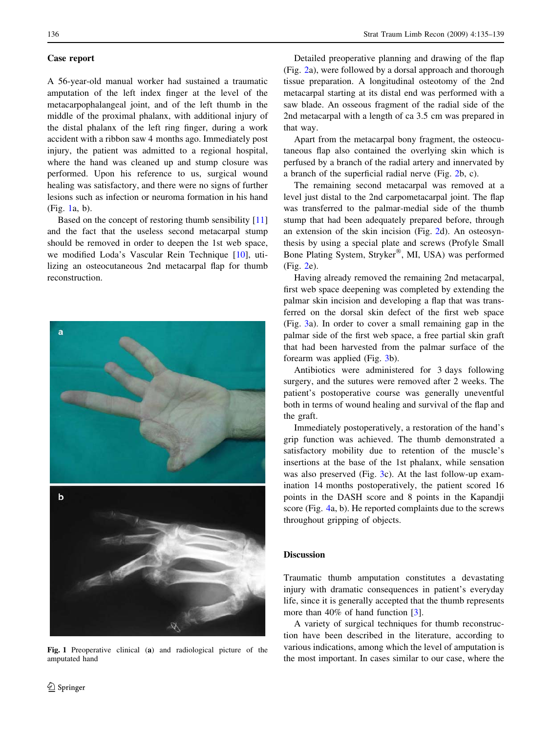## Case report

A 56-year-old manual worker had sustained a traumatic amputation of the left index finger at the level of the metacarpophalangeal joint, and of the left thumb in the middle of the proximal phalanx, with additional injury of the distal phalanx of the left ring finger, during a work accident with a ribbon saw 4 months ago. Immediately post injury, the patient was admitted to a regional hospital, where the hand was cleaned up and stump closure was performed. Upon his reference to us, surgical wound healing was satisfactory, and there were no signs of further lesions such as infection or neuroma formation in his hand (Fig. 1a, b).

Based on the concept of restoring thumb sensibility [11] and the fact that the useless second metacarpal stump should be removed in order to deepen the 1st web space, we modified Loda's Vascular Rein Technique [10], utilizing an osteocutaneous 2nd metacarpal flap for thumb reconstruction.

**Fig. 1** Preoperative clinical (**a**) and radiological picture of the amputated hand

Detailed preoperative planning and drawing of the flap (Fig. 2a), were followed by a dorsal approach and thorough tissue preparation. A longitudinal osteotomy of the 2nd metacarpal starting at its distal end was performed with a saw blade. An osseous fragment of the radial side of the 2nd metacarpal with a length of ca 3.5 cm was prepared in that way.

Apart from the metacarpal bony fragment, the osteocutaneous flap also contained the overlying skin which is perfused by a branch of the radial artery and innervated by a branch of the superficial radial nerve (Fig. 2b, c).

The remaining second metacarpal was removed at a level just distal to the 2nd carpometacarpal joint. The flap was transferred to the palmar-medial side of the thumb stump that had been adequately prepared before, through an extension of the skin incision (Fig. 2d). An osteosynthesis by using a special plate and screws (Profyle Small Bone Plating System, Stryker®, MI, USA) was performed (Fig. 2e).

Having already removed the remaining 2nd metacarpal, first web space deepening was completed by extending the palmar skin incision and developing a flap that was transferred on the dorsal skin defect of the first web space (Fig. 3a). In order to cover a small remaining gap in the palmar side of the first web space, a free partial skin graft that had been harvested from the palmar surface of the forearm was applied (Fig. 3b).

Antibiotics were administered for 3 days following surgery, and the sutures were removed after 2 weeks. The patient's postoperative course was generally uneventful both in terms of wound healing and survival of the flap and the graft.

Immediately postoperatively, a restoration of the hand's grip function was achieved. The thumb demonstrated a satisfactory mobility due to retention of the muscle's insertions at the base of the 1st phalanx, while sensation was also preserved (Fig. 3c). At the last follow-up examination 14 months postoperatively, the patient scored 16 points in the DASH score and 8 points in the Kapandji score (Fig. 4a, b). He reported complaints due to the screws throughout gripping of objects.

## Discussion

Traumatic thumb amputation constitutes a devastating injury with dramatic consequences in patient's everyday life, since it is generally accepted that the thumb represents more than 40% of hand function [3].

A variety of surgical techniques for thumb reconstruction have been described in the literature, according to various indications, among which the level of amputation is the most important. In cases similar to our case, where the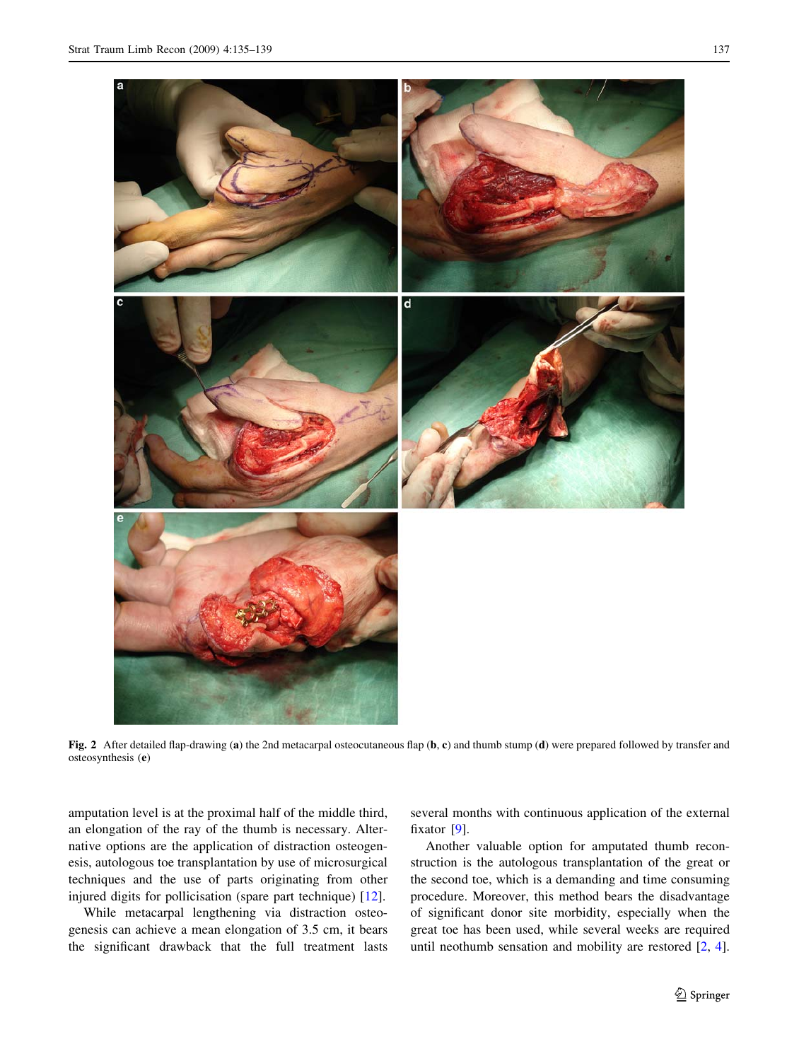Fig. 2 After detailed flap-drawing (**a**) the 2nd metacarpal osteocutaneous flap (**b**, **c**) and thumb stump (**d**) were prepared followed by transfer and osteosynthesis (**e**)

amputation level is at the proximal half of the middle third, an elongation of the ray of the thumb is necessary. Alternative options are the application of distraction osteogenesis, autologous toe transplantation by use of microsurgical techniques and the use of parts originating from other injured digits for pollicisation (spare part technique) [12].

While metacarpal lengthening via distraction osteogenesis can achieve a mean elongation of 3.5 cm, it bears the significant drawback that the full treatment lasts several months with continuous application of the external fixator [9].

Another valuable option for amputated thumb reconstruction is the autologous transplantation of the great or the second toe, which is a demanding and time consuming procedure. Moreover, this method bears the disadvantage of significant donor site morbidity, especially when the great toe has been used, while several weeks are required until neothumb sensation and mobility are restored [2, 4].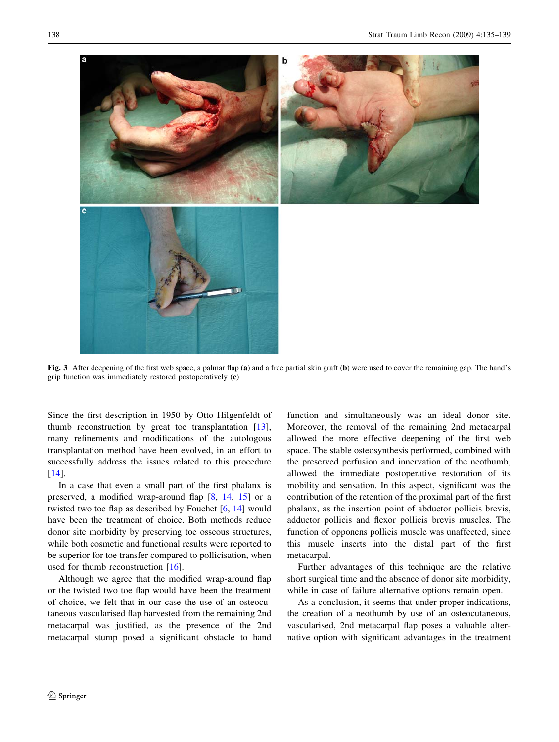**Fig. 3** After deepening of the first web space, a palmar flap (**a**) and a free partial skin graft (**b**) were used to cover the remaining gap. The hand's grip function was immediately restored postoperatively (**c**)

Since the first description in 1950 by Otto Hilgenfeldt of thumb reconstruction by great toe transplantation [13], many refinements and modifications of the autologous transplantation method have been evolved, in an effort to successfully address the issues related to this procedure [14].

In a case that even a small part of the first phalanx is preserved, a modified wrap-around flap [8, 14, 15] or a twisted two toe flap as described by Fouchet [6, 14] would have been the treatment of choice. Both methods reduce donor site morbidity by preserving toe osseous structures, while both cosmetic and functional results were reported to be superior for toe transfer compared to pollicisation, when used for thumb reconstruction [16].

Although we agree that the modified wrap-around flap or the twisted two toe flap would have been the treatment of choice, we felt that in our case the use of an osteocutaneous vascularised flap harvested from the remaining 2nd metacarpal was justified, as the presence of the 2nd metacarpal stump posed a significant obstacle to hand function and simultaneously was an ideal donor site. Moreover, the removal of the remaining 2nd metacarpal allowed the more effective deepening of the first web space. The stable osteosynthesis performed, combined with the preserved perfusion and innervation of the neothumb, allowed the immediate postoperative restoration of its mobility and sensation. In this aspect, significant was the contribution of the retention of the proximal part of the first phalanx, as the insertion point of abductor pollicis brevis, adductor pollicis and flexor pollicis brevis muscles. The function of opponens pollicis muscle was unaffected, since this muscle inserts into the distal part of the first metacarpal.

Further advantages of this technique are the relative short surgical time and the absence of donor site morbidity, while in case of failure alternative options remain open.

As a conclusion, it seems that under proper indications, the creation of a neothumb by use of an osteocutaneous, vascularised, 2nd metacarpal flap poses a valuable alternative option with significant advantages in the treatment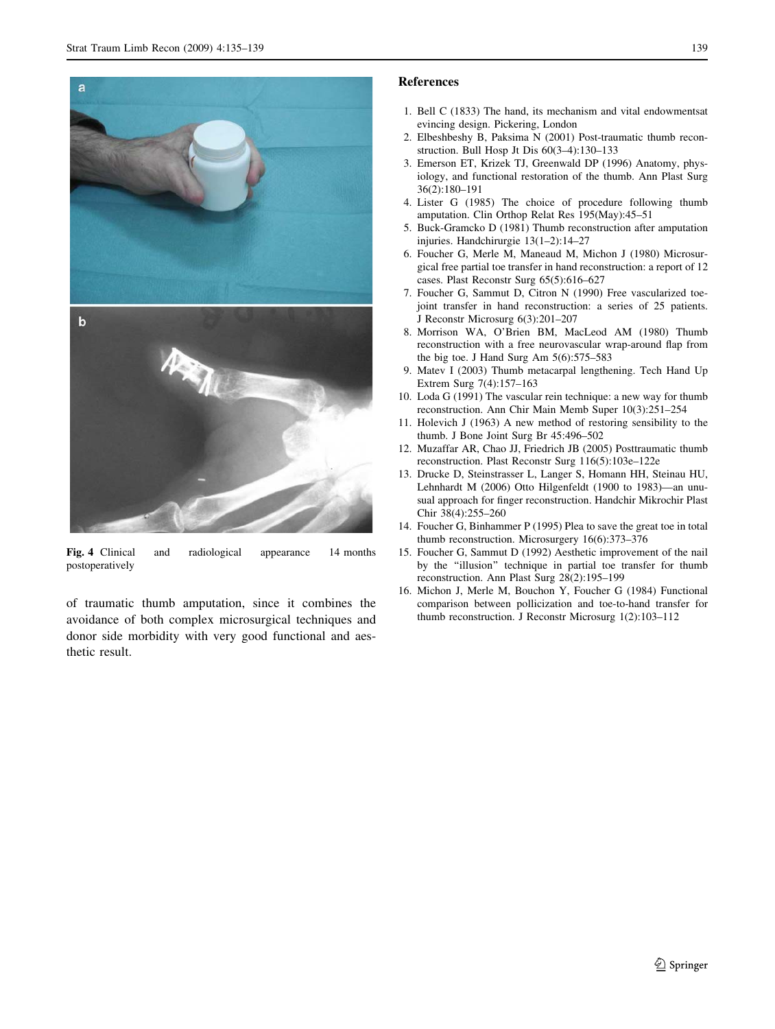Fig. 4 Clinical and radiological appearance 14 months postoperatively

of traumatic thumb amputation, since it combines the avoidance of both complex microsurgical techniques and donor side morbidity with very good functional and aesthetic result.

## References

1. Bell C (1833) The hand, its mechanism and vital endowmentsat evincing design. Pickering, London
2. Elbeshbeshy B, Paksima N (2001) Post-traumatic thumb reconstruction. Bull Hosp Jt Dis 60(3–4):130–133
3. Emerson ET, Krizek TJ, Greenwald DP (1996) Anatomy, physiology, and functional restoration of the thumb. Ann Plast Surg 36(2):180–191
4. Lister G (1985) The choice of procedure following thumb amputation. Clin Orthop Relat Res 195(May):45–51
5. Buck-Gramcko D (1981) Thumb reconstruction after amputation injuries. Handchirurgie 13(1–2):14–27
6. Foucher G, Merle M, Maneaud M, Michon J (1980) Microsurgical free partial toe transfer in hand reconstruction: a report of 12 cases. Plast Reconstr Surg 65(5):616–627
7. Foucher G, Sammut D, Citron N (1990) Free vascularized toe-joint transfer in hand reconstruction: a series of 25 patients. J Reconstr Microsurg 6(3):201–207
8. Morrison WA, O'Brien BM, MacLeod AM (1980) Thumb reconstruction with a free neurovascular wrap-around flap from the big toe. J Hand Surg Am 5(6):575–583
9. Matev I (2003) Thumb metacarpal lengthening. Tech Hand Up Extrem Surg 7(4):157–163
10. Loda G (1991) The vascular rein technique: a new way for thumb reconstruction. Ann Chir Main Memb Super 10(3):251–254
11. Holevich J (1963) A new method of restoring sensibility to the thumb. J Bone Joint Surg Br 45:496–502
12. Muzaffar AR, Chao JJ, Friedrich JB (2005) Posttraumatic thumb reconstruction. Plast Reconstr Surg 116(5):103e–122e
13. Drucke D, Steinstrasser L, Langer S, Homann HH, Steinau HU, Lehnhardt M (2006) Otto Hilgenfeldt (1900 to 1983)—an unusual approach for finger reconstruction. Handchir Mikrochir Plast Chir 38(4):255–260
14. Foucher G, Binhammer P (1995) Plea to save the great toe in total thumb reconstruction. Microsurgery 16(6):373–376
15. Foucher G, Sammut D (1992) Aesthetic improvement of the nail by the "illusion" technique in partial toe transfer for thumb reconstruction. Ann Plast Surg 28(2):195–199
16. Michon J, Merle M, Bouchon Y, Foucher G (1984) Functional comparison between pollicization and toe-to-hand transfer for thumb reconstruction. J Reconstr Microsurg 1(2):103–112